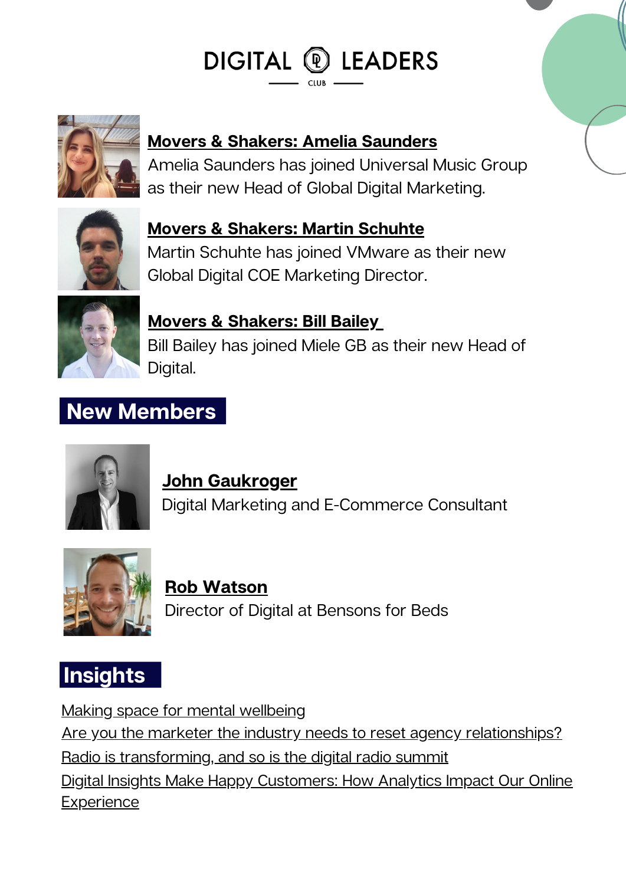# DIGITAL LEADERS CLUB

**Movers & Shakers: Amelia Saunders**
Amelia Saunders has joined Universal Music Group as their new Head of Global Digital Marketing.

**Movers & Shakers: Martin Schuhte**
Martin Schuhte has joined VMware as their new Global Digital COE Marketing Director.

**Movers & Shakers: Bill Bailey**
Bill Bailey has joined Miele GB as their new Head of Digital.

## New Members

**John Gaukroger**
Digital Marketing and E-Commerce Consultant

**Rob Watson**
Director of Digital at Bensons for Beds

## Insights

Making space for mental wellbeing
Are you the marketer the industry needs to reset agency relationships?
Radio is transforming, and so is the digital radio summit
Digital Insights Make Happy Customers: How Analytics Impact Our Online Experience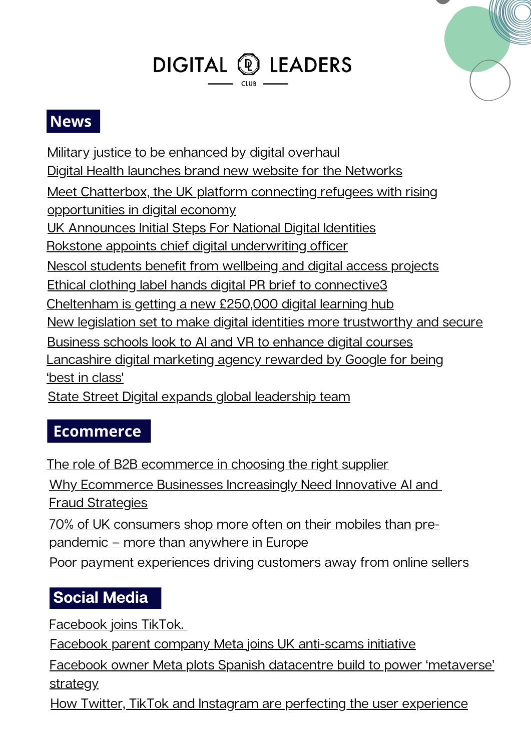# DIGITAL LEADERS

CLUB

## News

Military justice to be enhanced by digital overhaul
Digital Health launches brand new website for the Networks
Meet Chatterbox, the UK platform connecting refugees with rising opportunities in digital economy
UK Announces Initial Steps For National Digital Identities
Rokstone appoints chief digital underwriting officer
Nescol students benefit from wellbeing and digital access projects
Ethical clothing label hands digital PR brief to connective3
Cheltenham is getting a new £250,000 digital learning hub
New legislation set to make digital identities more trustworthy and secure
Business schools look to AI and VR to enhance digital courses
Lancashire digital marketing agency rewarded by Google for being 'best in class'
State Street Digital expands global leadership team

## Ecommerce

The role of B2B ecommerce in choosing the right supplier
Why Ecommerce Businesses Increasingly Need Innovative AI and Fraud Strategies
70% of UK consumers shop more often on their mobiles than pre-pandemic – more than anywhere in Europe
Poor payment experiences driving customers away from online sellers

## Social Media

Facebook joins TikTok.
Facebook parent company Meta joins UK anti-scams initiative
Facebook owner Meta plots Spanish datacentre build to power 'metaverse' strategy
How Twitter, TikTok and Instagram are perfecting the user experience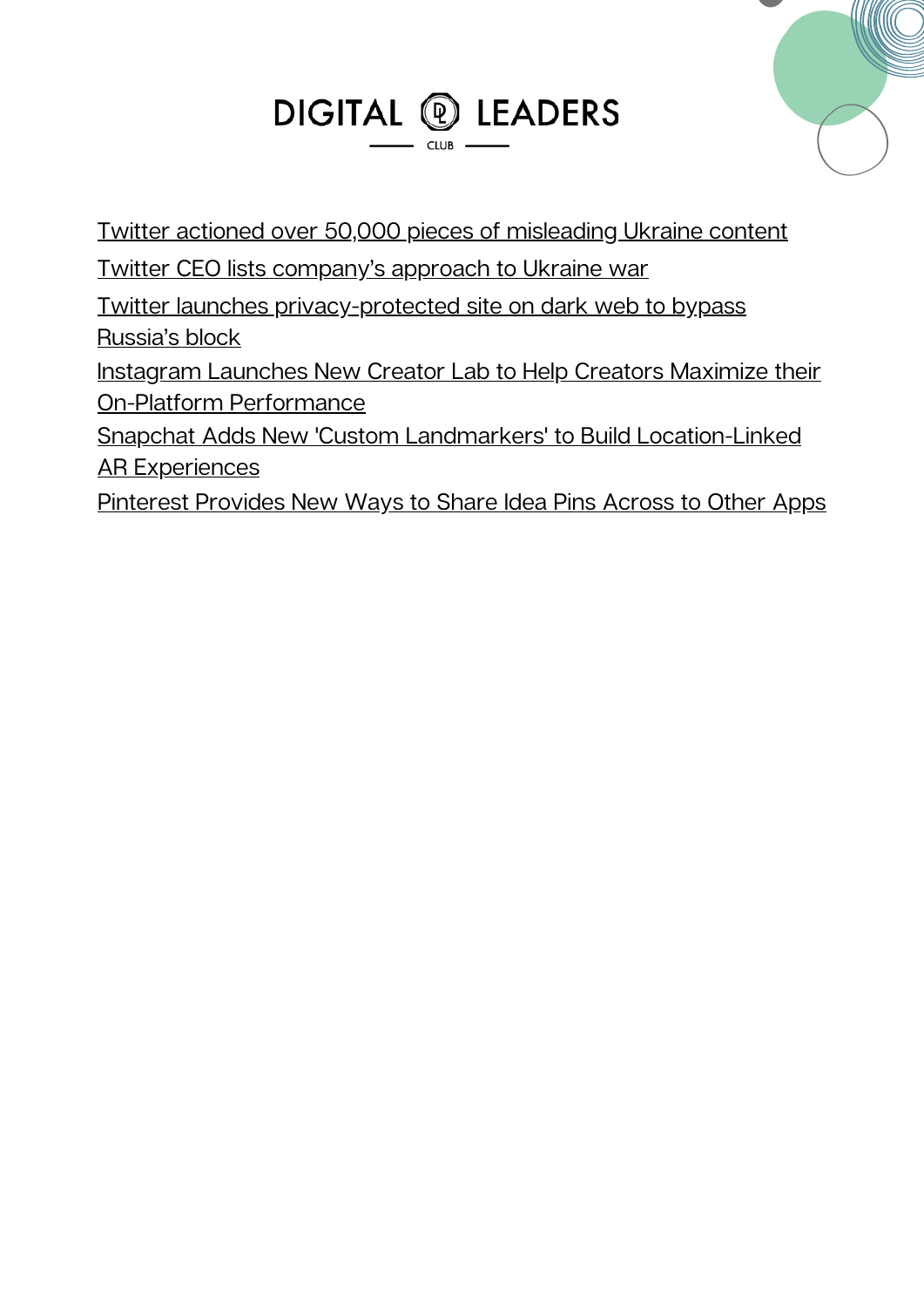Twitter actioned over 50,000 pieces of misleading Ukraine content

Twitter CEO lists company's approach to Ukraine war

Twitter launches privacy-protected site on dark web to bypass Russia's block

Instagram Launches New Creator Lab to Help Creators Maximize their On-Platform Performance

Snapchat Adds New 'Custom Landmarkers' to Build Location-Linked AR Experiences

Pinterest Provides New Ways to Share Idea Pins Across to Other Apps